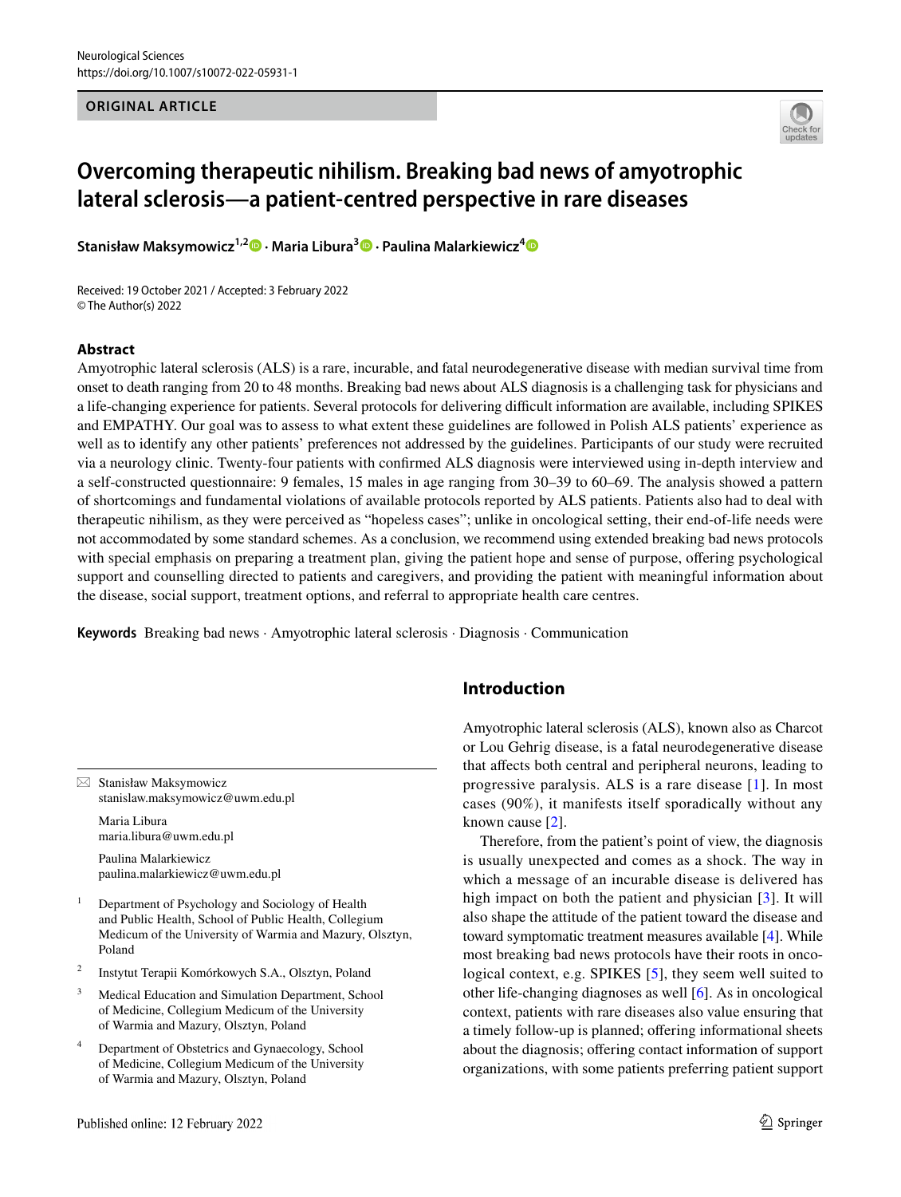ORIGINAL ARTICLE

# Overcoming therapeutic nihilism. Breaking bad news of amyotrophic lateral sclerosis—a patient-centred perspective in rare diseases

**Stanisław Maksymowicz[1,2] · Maria Libura[3] · Paulina Malarkiewicz[4]**

Received: 19 October 2021 / Accepted: 3 February 2022
© The Author(s) 2022

## Abstract

Amyotrophic lateral sclerosis (ALS) is a rare, incurable, and fatal neurodegenerative disease with median survival time from onset to death ranging from 20 to 48 months. Breaking bad news about ALS diagnosis is a challenging task for physicians and a life-changing experience for patients. Several protocols for delivering difficult information are available, including SPIKES and EMPATHY. Our goal was to assess to what extent these guidelines are followed in Polish ALS patients' experience as well as to identify any other patients' preferences not addressed by the guidelines. Participants of our study were recruited via a neurology clinic. Twenty-four patients with confirmed ALS diagnosis were interviewed using in-depth interview and a self-constructed questionnaire: 9 females, 15 males in age ranging from 30–39 to 60–69. The analysis showed a pattern of shortcomings and fundamental violations of available protocols reported by ALS patients. Patients also had to deal with therapeutic nihilism, as they were perceived as "hopeless cases"; unlike in oncological setting, their end-of-life needs were not accommodated by some standard schemes. As a conclusion, we recommend using extended breaking bad news protocols with special emphasis on preparing a treatment plan, giving the patient hope and sense of purpose, offering psychological support and counselling directed to patients and caregivers, and providing the patient with meaningful information about the disease, social support, treatment options, and referral to appropriate health care centres.

**Keywords** Breaking bad news · Amyotrophic lateral sclerosis · Diagnosis · Communication

## Introduction

Amyotrophic lateral sclerosis (ALS), known also as Charcot or Lou Gehrig disease, is a fatal neurodegenerative disease that affects both central and peripheral neurons, leading to progressive paralysis. ALS is a rare disease [1]. In most cases (90%), it manifests itself sporadically without any known cause [2].

Therefore, from the patient's point of view, the diagnosis is usually unexpected and comes as a shock. The way in which a message of an incurable disease is delivered has high impact on both the patient and physician [3]. It will also shape the attitude of the patient toward the disease and toward symptomatic treatment measures available [4]. While most breaking bad news protocols have their roots in oncological context, e.g. SPIKES [5], they seem well suited to other life-changing diagnoses as well [6]. As in oncological context, patients with rare diseases also value ensuring that a timely follow-up is planned; offering informational sheets about the diagnosis; offering contact information of support organizations, with some patients preferring patient support

---

✉ Stanisław Maksymowicz
stanislaw.maksymowicz@uwm.edu.pl

Maria Libura
maria.libura@uwm.edu.pl

Paulina Malarkiewicz
paulina.malarkiewicz@uwm.edu.pl

1 Department of Psychology and Sociology of Health and Public Health, School of Public Health, Collegium Medicum of the University of Warmia and Mazury, Olsztyn, Poland

2 Instytut Terapii Komórkowych S.A., Olsztyn, Poland

3 Medical Education and Simulation Department, School of Medicine, Collegium Medicum of the University of Warmia and Mazury, Olsztyn, Poland

4 Department of Obstetrics and Gynaecology, School of Medicine, Collegium Medicum of the University of Warmia and Mazury, Olsztyn, Poland

Published online: 12 February 2022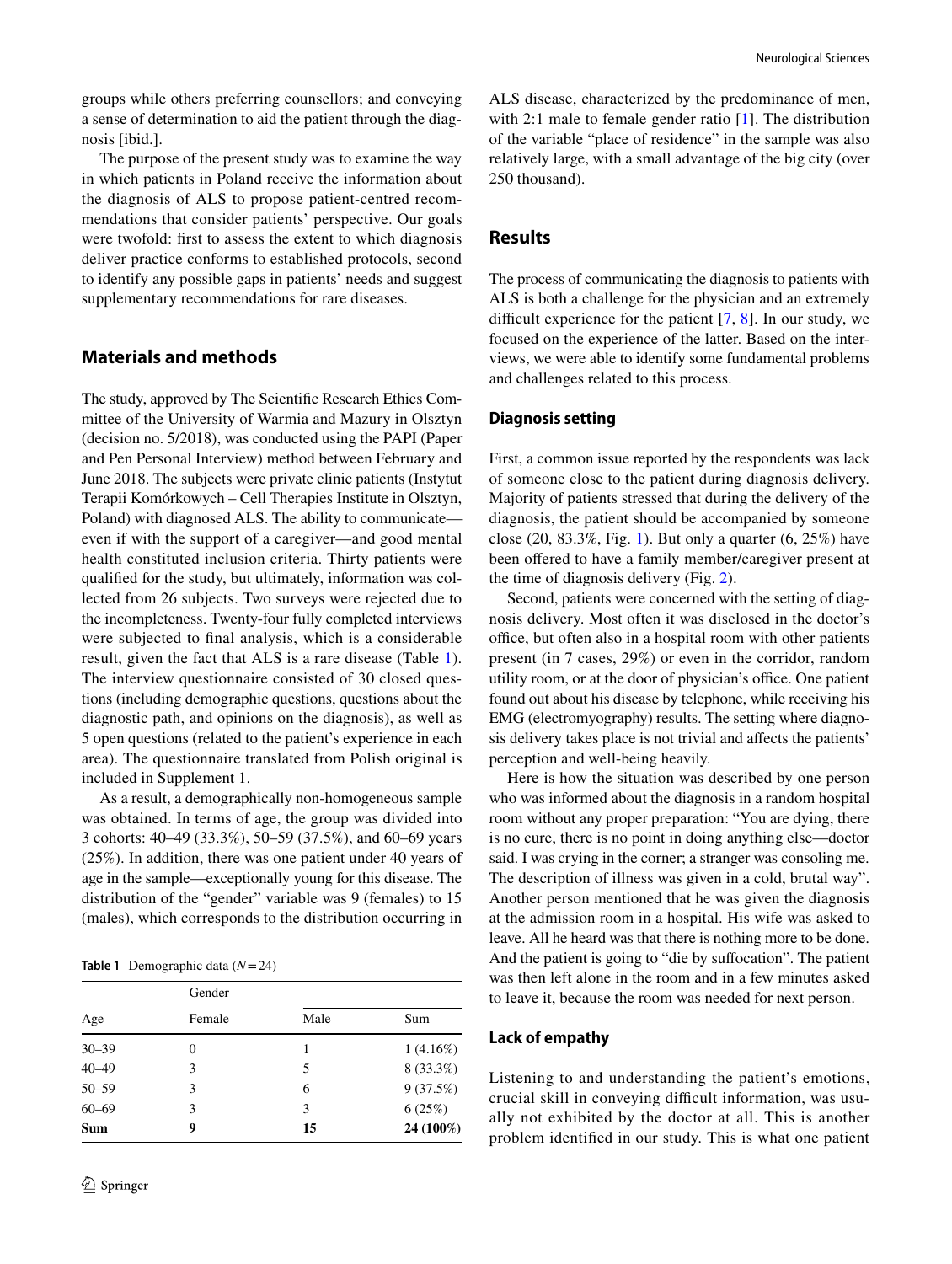groups while others preferring counsellors; and conveying a sense of determination to aid the patient through the diagnosis [ibid.].

The purpose of the present study was to examine the way in which patients in Poland receive the information about the diagnosis of ALS to propose patient-centred recommendations that consider patients' perspective. Our goals were twofold: first to assess the extent to which diagnosis deliver practice conforms to established protocols, second to identify any possible gaps in patients' needs and suggest supplementary recommendations for rare diseases.

## Materials and methods

The study, approved by The Scientific Research Ethics Committee of the University of Warmia and Mazury in Olsztyn (decision no. 5/2018), was conducted using the PAPI (Paper and Pen Personal Interview) method between February and June 2018. The subjects were private clinic patients (Instytut Terapii Komórkowych – Cell Therapies Institute in Olsztyn, Poland) with diagnosed ALS. The ability to communicate—even if with the support of a caregiver—and good mental health constituted inclusion criteria. Thirty patients were qualified for the study, but ultimately, information was collected from 26 subjects. Two surveys were rejected due to the incompleteness. Twenty-four fully completed interviews were subjected to final analysis, which is a considerable result, given the fact that ALS is a rare disease (Table 1). The interview questionnaire consisted of 30 closed questions (including demographic questions, questions about the diagnostic path, and opinions on the diagnosis), as well as 5 open questions (related to the patient's experience in each area). The questionnaire translated from Polish original is included in Supplement 1.

As a result, a demographically non-homogeneous sample was obtained. In terms of age, the group was divided into 3 cohorts: 40–49 (33.3%), 50–59 (37.5%), and 60–69 years (25%). In addition, there was one patient under 40 years of age in the sample—exceptionally young for this disease. The distribution of the "gender" variable was 9 (females) to 15 (males), which corresponds to the distribution occurring in ALS disease, characterized by the predominance of men, with 2:1 male to female gender ratio [1]. The distribution of the variable "place of residence" in the sample was also relatively large, with a small advantage of the big city (over 250 thousand).

**Table 1** Demographic data ($N = 24$)

| Age | Gender | | |
|---|---|---|---|
| | Female | Male | Sum |
| 30–39 | 0 | 1 | 1 (4.16%) |
| 40–49 | 3 | 5 | 8 (33.3%) |
| 50–59 | 3 | 6 | 9 (37.5%) |
| 60–69 | 3 | 3 | 6 (25%) |
| **Sum** | **9** | **15** | **24 (100%)** |

## Results

The process of communicating the diagnosis to patients with ALS is both a challenge for the physician and an extremely difficult experience for the patient [7, 8]. In our study, we focused on the experience of the latter. Based on the interviews, we were able to identify some fundamental problems and challenges related to this process.

### Diagnosis setting

First, a common issue reported by the respondents was lack of someone close to the patient during diagnosis delivery. Majority of patients stressed that during the delivery of the diagnosis, the patient should be accompanied by someone close (20, 83.3%, Fig. 1). But only a quarter (6, 25%) have been offered to have a family member/caregiver present at the time of diagnosis delivery (Fig. 2).

Second, patients were concerned with the setting of diagnosis delivery. Most often it was disclosed in the doctor's office, but often also in a hospital room with other patients present (in 7 cases, 29%) or even in the corridor, random utility room, or at the door of physician's office. One patient found out about his disease by telephone, while receiving his EMG (electromyography) results. The setting where diagnosis delivery takes place is not trivial and affects the patients' perception and well-being heavily.

Here is how the situation was described by one person who was informed about the diagnosis in a random hospital room without any proper preparation: "You are dying, there is no cure, there is no point in doing anything else—doctor said. I was crying in the corner; a stranger was consoling me. The description of illness was given in a cold, brutal way". Another person mentioned that he was given the diagnosis at the admission room in a hospital. His wife was asked to leave. All he heard was that there is nothing more to be done. And the patient is going to "die by suffocation". The patient was then left alone in the room and in a few minutes asked to leave it, because the room was needed for next person.

### Lack of empathy

Listening to and understanding the patient's emotions, crucial skill in conveying difficult information, was usually not exhibited by the doctor at all. This is another problem identified in our study. This is what one patient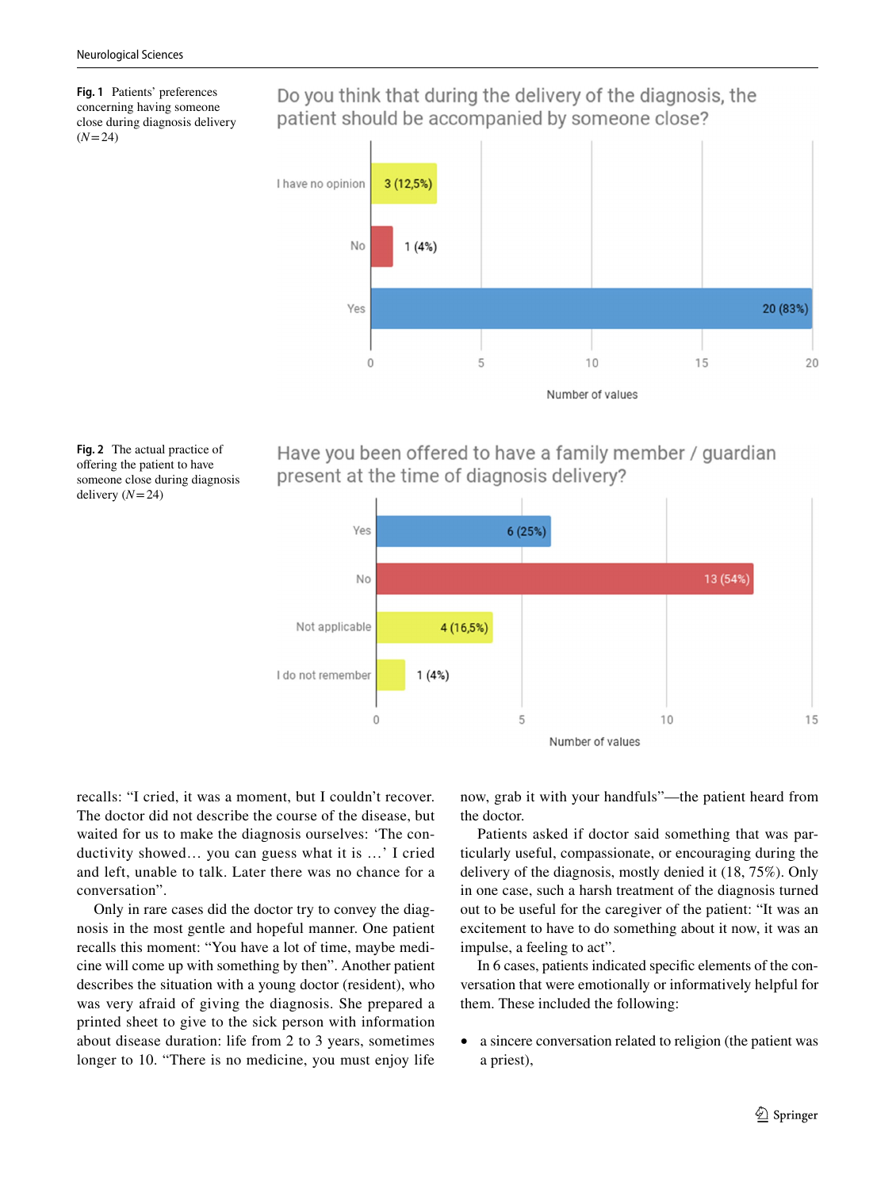**Fig. 1** Patients' preferences concerning having someone close during diagnosis delivery (*N* = 24)

**Fig. 2** The actual practice of offering the patient to have someone close during diagnosis delivery (*N* = 24)

recalls: "I cried, it was a moment, but I couldn't recover. The doctor did not describe the course of the disease, but waited for us to make the diagnosis ourselves: 'The conductivity showed… you can guess what it is …' I cried and left, unable to talk. Later there was no chance for a conversation".

Only in rare cases did the doctor try to convey the diagnosis in the most gentle and hopeful manner. One patient recalls this moment: "You have a lot of time, maybe medicine will come up with something by then". Another patient describes the situation with a young doctor (resident), who was very afraid of giving the diagnosis. She prepared a printed sheet to give to the sick person with information about disease duration: life from 2 to 3 years, sometimes longer to 10. "There is no medicine, you must enjoy life now, grab it with your handfuls"—the patient heard from the doctor.

Patients asked if doctor said something that was particularly useful, compassionate, or encouraging during the delivery of the diagnosis, mostly denied it (18, 75%). Only in one case, such a harsh treatment of the diagnosis turned out to be useful for the caregiver of the patient: "It was an excitement to have to do something about it now, it was an impulse, a feeling to act".

In 6 cases, patients indicated specific elements of the conversation that were emotionally or informatively helpful for them. These included the following:

- a sincere conversation related to religion (the patient was a priest),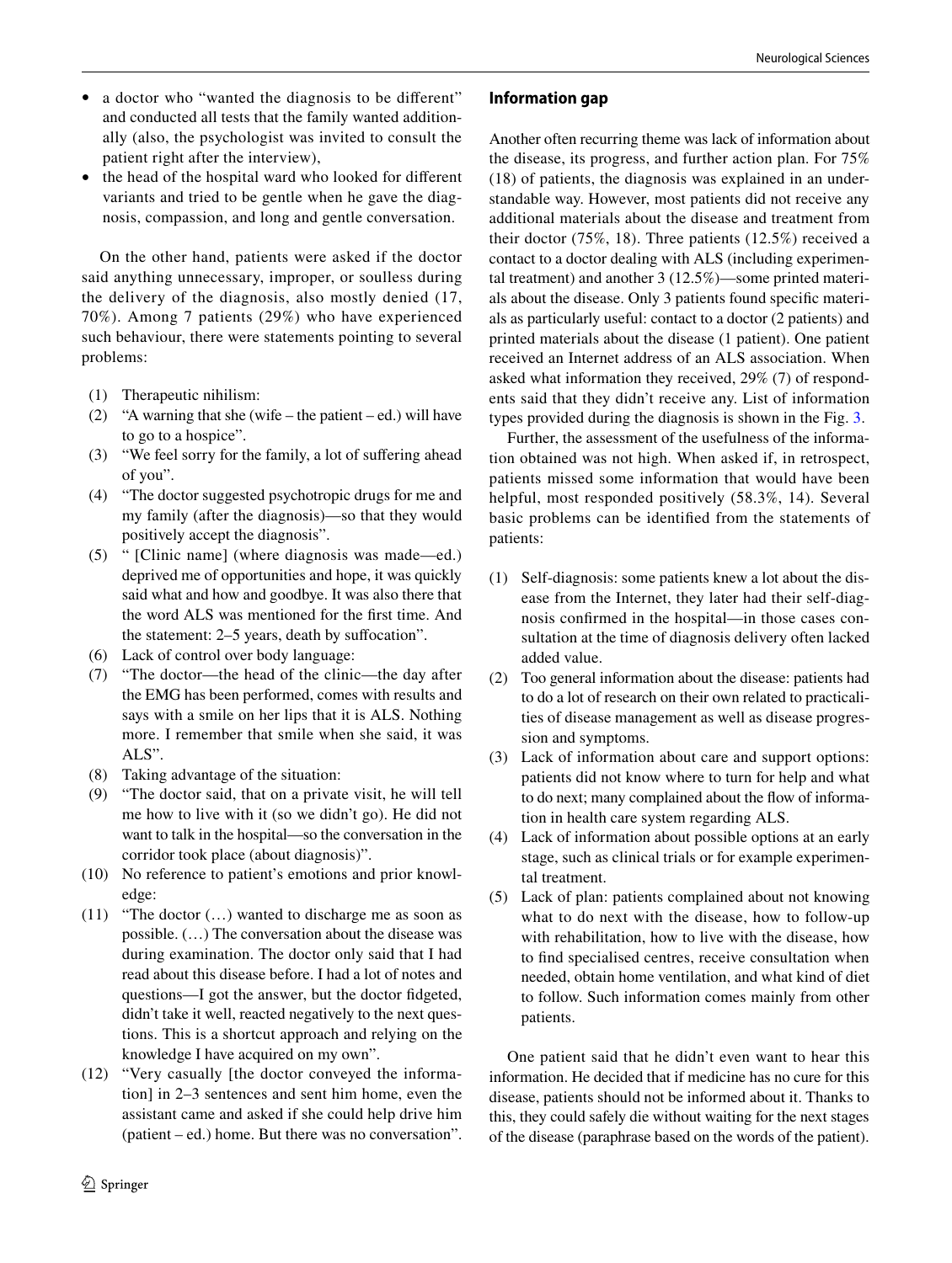- a doctor who "wanted the diagnosis to be different" and conducted all tests that the family wanted additionally (also, the psychologist was invited to consult the patient right after the interview),
- the head of the hospital ward who looked for different variants and tried to be gentle when he gave the diagnosis, compassion, and long and gentle conversation.

On the other hand, patients were asked if the doctor said anything unnecessary, improper, or soulless during the delivery of the diagnosis, also mostly denied (17, 70%). Among 7 patients (29%) who have experienced such behaviour, there were statements pointing to several problems:

(1) Therapeutic nihilism:
(2) "A warning that she (wife – the patient – ed.) will have to go to a hospice".
(3) "We feel sorry for the family, a lot of suffering ahead of you".
(4) "The doctor suggested psychotropic drugs for me and my family (after the diagnosis)—so that they would positively accept the diagnosis".
(5) " [Clinic name] (where diagnosis was made—ed.) deprived me of opportunities and hope, it was quickly said what and how and goodbye. It was also there that the word ALS was mentioned for the first time. And the statement: 2–5 years, death by suffocation".
(6) Lack of control over body language:
(7) "The doctor—the head of the clinic—the day after the EMG has been performed, comes with results and says with a smile on her lips that it is ALS. Nothing more. I remember that smile when she said, it was ALS".
(8) Taking advantage of the situation:
(9) "The doctor said, that on a private visit, he will tell me how to live with it (so we didn't go). He did not want to talk in the hospital—so the conversation in the corridor took place (about diagnosis)".
(10) No reference to patient's emotions and prior knowledge:
(11) "The doctor (…) wanted to discharge me as soon as possible. (…) The conversation about the disease was during examination. The doctor only said that I had read about this disease before. I had a lot of notes and questions—I got the answer, but the doctor fidgeted, didn't take it well, reacted negatively to the next questions. This is a shortcut approach and relying on the knowledge I have acquired on my own".
(12) "Very casually [the doctor conveyed the information] in 2–3 sentences and sent him home, even the assistant came and asked if she could help drive him (patient – ed.) home. But there was no conversation".

### Information gap

Another often recurring theme was lack of information about the disease, its progress, and further action plan. For 75% (18) of patients, the diagnosis was explained in an understandable way. However, most patients did not receive any additional materials about the disease and treatment from their doctor (75%, 18). Three patients (12.5%) received a contact to a doctor dealing with ALS (including experimental treatment) and another 3 (12.5%)—some printed materials about the disease. Only 3 patients found specific materials as particularly useful: contact to a doctor (2 patients) and printed materials about the disease (1 patient). One patient received an Internet address of an ALS association. When asked what information they received, 29% (7) of respondents said that they didn't receive any. List of information types provided during the diagnosis is shown in the Fig. 3.

Further, the assessment of the usefulness of the information obtained was not high. When asked if, in retrospect, patients missed some information that would have been helpful, most responded positively (58.3%, 14). Several basic problems can be identified from the statements of patients:

(1) Self-diagnosis: some patients knew a lot about the disease from the Internet, they later had their self-diagnosis confirmed in the hospital—in those cases consultation at the time of diagnosis delivery often lacked added value.
(2) Too general information about the disease: patients had to do a lot of research on their own related to practicalities of disease management as well as disease progression and symptoms.
(3) Lack of information about care and support options: patients did not know where to turn for help and what to do next; many complained about the flow of information in health care system regarding ALS.
(4) Lack of information about possible options at an early stage, such as clinical trials or for example experimental treatment.
(5) Lack of plan: patients complained about not knowing what to do next with the disease, how to follow-up with rehabilitation, how to live with the disease, how to find specialised centres, receive consultation when needed, obtain home ventilation, and what kind of diet to follow. Such information comes mainly from other patients.

One patient said that he didn't even want to hear this information. He decided that if medicine has no cure for this disease, patients should not be informed about it. Thanks to this, they could safely die without waiting for the next stages of the disease (paraphrase based on the words of the patient).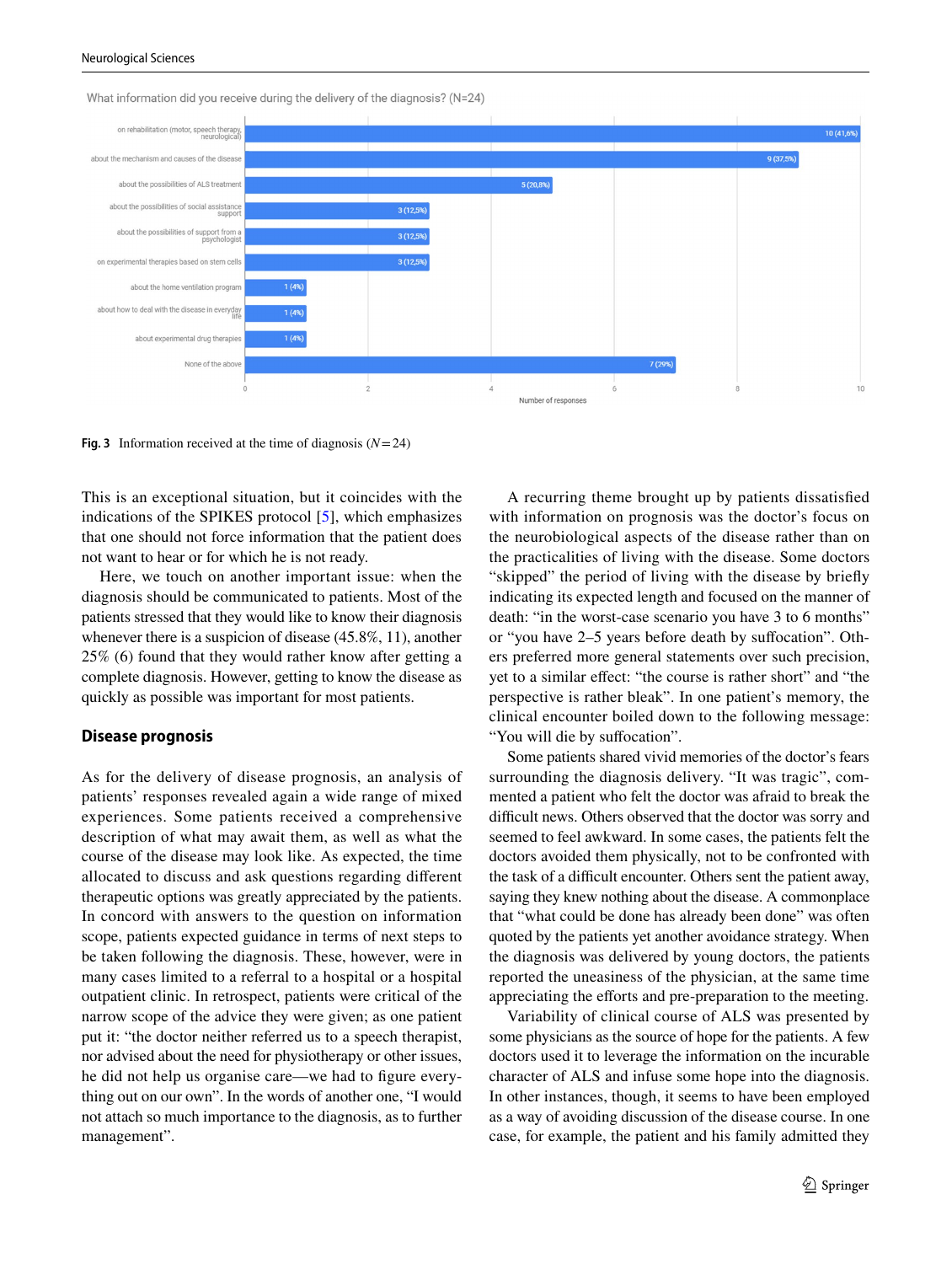What information did you receive during the delivery of the diagnosis? (N=24)

| Information | Number of responses |
|---|---|
| on rehabilitation (motor, speech therapy, neurological) | 10 (41,6%) |
| about the mechanism and causes of the disease | 9 (37,5%) |
| about the possibilities of ALS treatment | 5 (20,8%) |
| about the possibilities of social assistance support | 3 (12,5%) |
| about the possibilities of support from a psychologist | 3 (12,5%) |
| on experimental therapies based on stem cells | 3 (12,5%) |
| about the home ventilation program | 1 (4%) |
| about how to deal with the disease in everyday life | 1 (4%) |
| about experimental drug therapies | 1 (4%) |
| None of the above | 7 (29%) |

**Fig. 3** Information received at the time of diagnosis ($N = 24$)

This is an exceptional situation, but it coincides with the indications of the SPIKES protocol [5], which emphasizes that one should not force information that the patient does not want to hear or for which he is not ready.

Here, we touch on another important issue: when the diagnosis should be communicated to patients. Most of the patients stressed that they would like to know their diagnosis whenever there is a suspicion of disease (45.8%, 11), another 25% (6) found that they would rather know after getting a complete diagnosis. However, getting to know the disease as quickly as possible was important for most patients.

## Disease prognosis

As for the delivery of disease prognosis, an analysis of patients' responses revealed again a wide range of mixed experiences. Some patients received a comprehensive description of what may await them, as well as what the course of the disease may look like. As expected, the time allocated to discuss and ask questions regarding different therapeutic options was greatly appreciated by the patients. In concord with answers to the question on information scope, patients expected guidance in terms of next steps to be taken following the diagnosis. These, however, were in many cases limited to a referral to a hospital or a hospital outpatient clinic. In retrospect, patients were critical of the narrow scope of the advice they were given; as one patient put it: "the doctor neither referred us to a speech therapist, nor advised about the need for physiotherapy or other issues, he did not help us organise care—we had to figure everything out on our own". In the words of another one, "I would not attach so much importance to the diagnosis, as to further management".

A recurring theme brought up by patients dissatisfied with information on prognosis was the doctor's focus on the neurobiological aspects of the disease rather than on the practicalities of living with the disease. Some doctors "skipped" the period of living with the disease by briefly indicating its expected length and focused on the manner of death: "in the worst-case scenario you have 3 to 6 months" or "you have 2–5 years before death by suffocation". Others preferred more general statements over such precision, yet to a similar effect: "the course is rather short" and "the perspective is rather bleak". In one patient's memory, the clinical encounter boiled down to the following message: "You will die by suffocation".

Some patients shared vivid memories of the doctor's fears surrounding the diagnosis delivery. "It was tragic", commented a patient who felt the doctor was afraid to break the difficult news. Others observed that the doctor was sorry and seemed to feel awkward. In some cases, the patients felt the doctors avoided them physically, not to be confronted with the task of a difficult encounter. Others sent the patient away, saying they knew nothing about the disease. A commonplace that "what could be done has already been done" was often quoted by the patients yet another avoidance strategy. When the diagnosis was delivered by young doctors, the patients reported the uneasiness of the physician, at the same time appreciating the efforts and pre-preparation to the meeting.

Variability of clinical course of ALS was presented by some physicians as the source of hope for the patients. A few doctors used it to leverage the information on the incurable character of ALS and infuse some hope into the diagnosis. In other instances, though, it seems to have been employed as a way of avoiding discussion of the disease course. In one case, for example, the patient and his family admitted they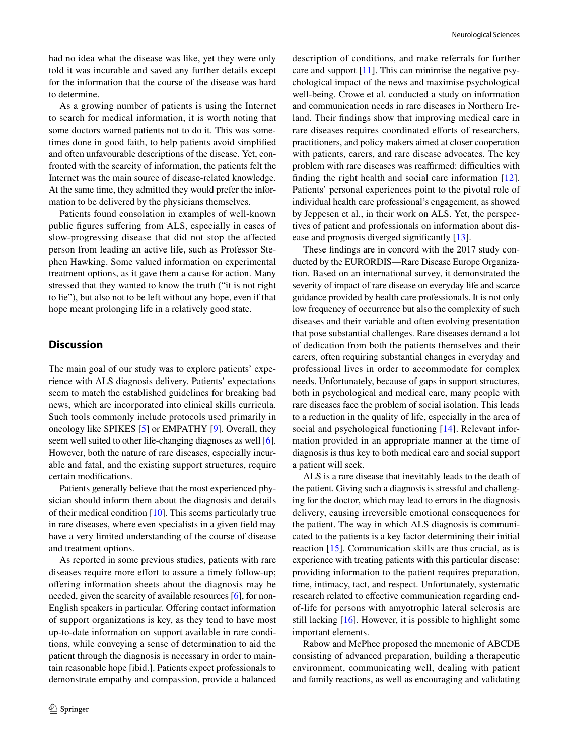had no idea what the disease was like, yet they were only told it was incurable and saved any further details except for the information that the course of the disease was hard to determine.

As a growing number of patients is using the Internet to search for medical information, it is worth noting that some doctors warned patients not to do it. This was sometimes done in good faith, to help patients avoid simplified and often unfavourable descriptions of the disease. Yet, confronted with the scarcity of information, the patients felt the Internet was the main source of disease-related knowledge. At the same time, they admitted they would prefer the information to be delivered by the physicians themselves.

Patients found consolation in examples of well-known public figures suffering from ALS, especially in cases of slow-progressing disease that did not stop the affected person from leading an active life, such as Professor Stephen Hawking. Some valued information on experimental treatment options, as it gave them a cause for action. Many stressed that they wanted to know the truth ("it is not right to lie"), but also not to be left without any hope, even if that hope meant prolonging life in a relatively good state.

## Discussion

The main goal of our study was to explore patients' experience with ALS diagnosis delivery. Patients' expectations seem to match the established guidelines for breaking bad news, which are incorporated into clinical skills curricula. Such tools commonly include protocols used primarily in oncology like SPIKES [5] or EMPATHY [9]. Overall, they seem well suited to other life-changing diagnoses as well [6]. However, both the nature of rare diseases, especially incurable and fatal, and the existing support structures, require certain modifications.

Patients generally believe that the most experienced physician should inform them about the diagnosis and details of their medical condition [10]. This seems particularly true in rare diseases, where even specialists in a given field may have a very limited understanding of the course of disease and treatment options.

As reported in some previous studies, patients with rare diseases require more effort to assure a timely follow-up; offering information sheets about the diagnosis may be needed, given the scarcity of available resources [6], for non-English speakers in particular. Offering contact information of support organizations is key, as they tend to have most up-to-date information on support available in rare conditions, while conveying a sense of determination to aid the patient through the diagnosis is necessary in order to maintain reasonable hope [ibid.]. Patients expect professionals to demonstrate empathy and compassion, provide a balanced description of conditions, and make referrals for further care and support [11]. This can minimise the negative psychological impact of the news and maximise psychological well-being. Crowe et al. conducted a study on information and communication needs in rare diseases in Northern Ireland. Their findings show that improving medical care in rare diseases requires coordinated efforts of researchers, practitioners, and policy makers aimed at closer cooperation with patients, carers, and rare disease advocates. The key problem with rare diseases was reaffirmed: difficulties with finding the right health and social care information [12]. Patients' personal experiences point to the pivotal role of individual health care professional's engagement, as showed by Jeppesen et al., in their work on ALS. Yet, the perspectives of patient and professionals on information about disease and prognosis diverged significantly [13].

These findings are in concord with the 2017 study conducted by the EURORDIS—Rare Disease Europe Organization. Based on an international survey, it demonstrated the severity of impact of rare disease on everyday life and scarce guidance provided by health care professionals. It is not only low frequency of occurrence but also the complexity of such diseases and their variable and often evolving presentation that pose substantial challenges. Rare diseases demand a lot of dedication from both the patients themselves and their carers, often requiring substantial changes in everyday and professional lives in order to accommodate for complex needs. Unfortunately, because of gaps in support structures, both in psychological and medical care, many people with rare diseases face the problem of social isolation. This leads to a reduction in the quality of life, especially in the area of social and psychological functioning [14]. Relevant information provided in an appropriate manner at the time of diagnosis is thus key to both medical care and social support a patient will seek.

ALS is a rare disease that inevitably leads to the death of the patient. Giving such a diagnosis is stressful and challenging for the doctor, which may lead to errors in the diagnosis delivery, causing irreversible emotional consequences for the patient. The way in which ALS diagnosis is communicated to the patients is a key factor determining their initial reaction [15]. Communication skills are thus crucial, as is experience with treating patients with this particular disease: providing information to the patient requires preparation, time, intimacy, tact, and respect. Unfortunately, systematic research related to effective communication regarding end-of-life for persons with amyotrophic lateral sclerosis are still lacking [16]. However, it is possible to highlight some important elements.

Rabow and McPhee proposed the mnemonic of ABCDE consisting of advanced preparation, building a therapeutic environment, communicating well, dealing with patient and family reactions, as well as encouraging and validating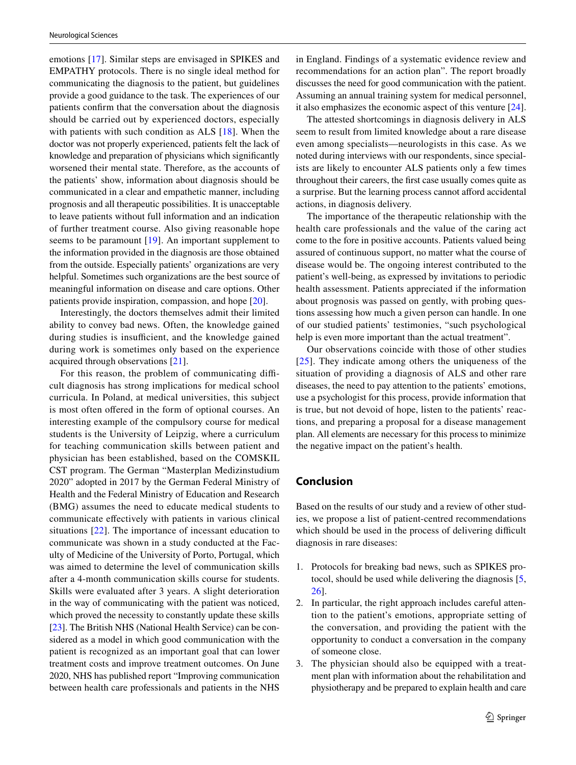emotions [17]. Similar steps are envisaged in SPIKES and EMPATHY protocols. There is no single ideal method for communicating the diagnosis to the patient, but guidelines provide a good guidance to the task. The experiences of our patients confirm that the conversation about the diagnosis should be carried out by experienced doctors, especially with patients with such condition as ALS [18]. When the doctor was not properly experienced, patients felt the lack of knowledge and preparation of physicians which significantly worsened their mental state. Therefore, as the accounts of the patients' show, information about diagnosis should be communicated in a clear and empathetic manner, including prognosis and all therapeutic possibilities. It is unacceptable to leave patients without full information and an indication of further treatment course. Also giving reasonable hope seems to be paramount [19]. An important supplement to the information provided in the diagnosis are those obtained from the outside. Especially patients' organizations are very helpful. Sometimes such organizations are the best source of meaningful information on disease and care options. Other patients provide inspiration, compassion, and hope [20].

Interestingly, the doctors themselves admit their limited ability to convey bad news. Often, the knowledge gained during studies is insufficient, and the knowledge gained during work is sometimes only based on the experience acquired through observations [21].

For this reason, the problem of communicating difficult diagnosis has strong implications for medical school curricula. In Poland, at medical universities, this subject is most often offered in the form of optional courses. An interesting example of the compulsory course for medical students is the University of Leipzig, where a curriculum for teaching communication skills between patient and physician has been established, based on the COMSKIL CST program. The German "Masterplan Medizinstudium 2020" adopted in 2017 by the German Federal Ministry of Health and the Federal Ministry of Education and Research (BMG) assumes the need to educate medical students to communicate effectively with patients in various clinical situations [22]. The importance of incessant education to communicate was shown in a study conducted at the Faculty of Medicine of the University of Porto, Portugal, which was aimed to determine the level of communication skills after a 4-month communication skills course for students. Skills were evaluated after 3 years. A slight deterioration in the way of communicating with the patient was noticed, which proved the necessity to constantly update these skills [23]. The British NHS (National Health Service) can be considered as a model in which good communication with the patient is recognized as an important goal that can lower treatment costs and improve treatment outcomes. On June 2020, NHS has published report "Improving communication between health care professionals and patients in the NHS in England. Findings of a systematic evidence review and recommendations for an action plan". The report broadly discusses the need for good communication with the patient. Assuming an annual training system for medical personnel, it also emphasizes the economic aspect of this venture [24].

The attested shortcomings in diagnosis delivery in ALS seem to result from limited knowledge about a rare disease even among specialists—neurologists in this case. As we noted during interviews with our respondents, since specialists are likely to encounter ALS patients only a few times throughout their careers, the first case usually comes quite as a surprise. But the learning process cannot afford accidental actions, in diagnosis delivery.

The importance of the therapeutic relationship with the health care professionals and the value of the caring act come to the fore in positive accounts. Patients valued being assured of continuous support, no matter what the course of disease would be. The ongoing interest contributed to the patient's well-being, as expressed by invitations to periodic health assessment. Patients appreciated if the information about prognosis was passed on gently, with probing questions assessing how much a given person can handle. In one of our studied patients' testimonies, "such psychological help is even more important than the actual treatment".

Our observations coincide with those of other studies [25]. They indicate among others the uniqueness of the situation of providing a diagnosis of ALS and other rare diseases, the need to pay attention to the patients' emotions, use a psychologist for this process, provide information that is true, but not devoid of hope, listen to the patients' reactions, and preparing a proposal for a disease management plan. All elements are necessary for this process to minimize the negative impact on the patient's health.

## Conclusion

Based on the results of our study and a review of other studies, we propose a list of patient-centred recommendations which should be used in the process of delivering difficult diagnosis in rare diseases:

1. Protocols for breaking bad news, such as SPIKES protocol, should be used while delivering the diagnosis [5, 26].
2. In particular, the right approach includes careful attention to the patient's emotions, appropriate setting of the conversation, and providing the patient with the opportunity to conduct a conversation in the company of someone close.
3. The physician should also be equipped with a treatment plan with information about the rehabilitation and physiotherapy and be prepared to explain health and care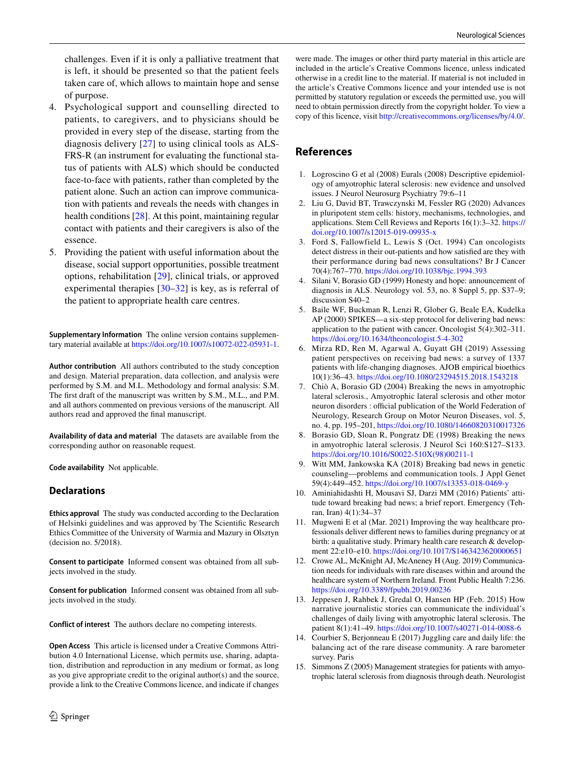challenges. Even if it is only a palliative treatment that is left, it should be presented so that the patient feels taken care of, which allows to maintain hope and sense of purpose.

4. Psychological support and counselling directed to patients, to caregivers, and to physicians should be provided in every step of the disease, starting from the diagnosis delivery [27] to using clinical tools as ALS-FRS-R (an instrument for evaluating the functional status of patients with ALS) which should be conducted face-to-face with patients, rather than completed by the patient alone. Such an action can improve communication with patients and reveals the needs with changes in health conditions [28]. At this point, maintaining regular contact with patients and their caregivers is also of the essence.
5. Providing the patient with useful information about the disease, social support opportunities, possible treatment options, rehabilitation [29], clinical trials, or approved experimental therapies [30–32] is key, as is referral of the patient to appropriate health care centres.

**Supplementary Information** The online version contains supplementary material available at https://doi.org/10.1007/s10072-022-05931-1.

**Author contribution** All authors contributed to the study conception and design. Material preparation, data collection, and analysis were performed by S.M. and M.L. Methodology and formal analysis: S.M. The first draft of the manuscript was written by S.M., M.L., and P.M. and all authors commented on previous versions of the manuscript. All authors read and approved the final manuscript.

**Availability of data and material** The datasets are available from the corresponding author on reasonable request.

**Code availability** Not applicable.

## Declarations

**Ethics approval** The study was conducted according to the Declaration of Helsinki guidelines and was approved by The Scientific Research Ethics Committee of the University of Warmia and Mazury in Olsztyn (decision no. 5/2018).

**Consent to participate** Informed consent was obtained from all subjects involved in the study.

**Consent for publication** Informed consent was obtained from all subjects involved in the study.

**Conflict of interest** The authors declare no competing interests.

**Open Access** This article is licensed under a Creative Commons Attribution 4.0 International License, which permits use, sharing, adaptation, distribution and reproduction in any medium or format, as long as you give appropriate credit to the original author(s) and the source, provide a link to the Creative Commons licence, and indicate if changes were made. The images or other third party material in this article are included in the article's Creative Commons licence, unless indicated otherwise in a credit line to the material. If material is not included in the article's Creative Commons licence and your intended use is not permitted by statutory regulation or exceeds the permitted use, you will need to obtain permission directly from the copyright holder. To view a copy of this licence, visit http://creativecommons.org/licenses/by/4.0/.

## References

1. Logroscino G et al (2008) Eurals (2008) Descriptive epidemiology of amyotrophic lateral sclerosis: new evidence and unsolved issues. J Neurol Neurosurg Psychiatry 79:6–11
2. Liu G, David BT, Trawczynski M, Fessler RG (2020) Advances in pluripotent stem cells: history, mechanisms, technologies, and applications. Stem Cell Reviews and Reports 16(1):3–32. https://doi.org/10.1007/s12015-019-09935-x
3. Ford S, Fallowfield L, Lewis S (Oct. 1994) Can oncologists detect distress in their out-patients and how satisfied are they with their performance during bad news consultations? Br J Cancer 70(4):767–770. https://doi.org/10.1038/bjc.1994.393
4. Silani V, Borasio GD (1999) Honesty and hope: announcement of diagnosis in ALS. Neurology vol. 53, no. 8 Suppl 5, pp. S37–9; discussion S40–2
5. Baile WF, Buckman R, Lenzi R, Glober G, Beale EA, Kudelka AP (2000) SPIKES—a six-step protocol for delivering bad news: application to the patient with cancer. Oncologist 5(4):302–311. https://doi.org/10.1634/theoncologist.5-4-302
6. Mirza RD, Ren M, Agarwal A, Guyatt GH (2019) Assessing patient perspectives on receiving bad news: a survey of 1337 patients with life-changing diagnoses. AJOB empirical bioethics 10(1):36–43. https://doi.org/10.1080/23294515.2018.1543218
7. Chiò A, Borasio GD (2004) Breaking the news in amyotrophic lateral sclerosis., Amyotrophic lateral sclerosis and other motor neuron disorders : official publication of the World Federation of Neurology, Research Group on Motor Neuron Diseases, vol. 5, no. 4, pp. 195–201, https://doi.org/10.1080/14660820310017326
8. Borasio GD, Sloan R, Pongratz DE (1998) Breaking the news in amyotrophic lateral sclerosis. J Neurol Sci 160:S127–S133. https://doi.org/10.1016/S0022-510X(98)00211-1
9. Witt MM, Jankowska KA (2018) Breaking bad news in genetic counseling—problems and communication tools. J Appl Genet 59(4):449–452. https://doi.org/10.1007/s13353-018-0469-y
10. Aminiahidashti H, Mousavi SJ, Darzi MM (2016) Patients' attitude toward breaking bad news; a brief report. Emergency (Tehran, Iran) 4(1):34–37
11. Mugweni E et al (Mar. 2021) Improving the way healthcare professionals deliver different news to families during pregnancy or at birth: a qualitative study. Primary health care research & development 22:e10–e10. https://doi.org/10.1017/S1463423620000651
12. Crowe AL, McKnight AJ, McAneney H (Aug. 2019) Communication needs for individuals with rare diseases within and around the healthcare system of Northern Ireland. Front Public Health 7:236. https://doi.org/10.3389/fpubh.2019.00236
13. Jeppesen J, Rahbek J, Gredal O, Hansen HP (Feb. 2015) How narrative journalistic stories can communicate the individual's challenges of daily living with amyotrophic lateral sclerosis. The patient 8(1):41–49. https://doi.org/10.1007/s40271-014-0088-6
14. Courbier S, Berjonneau E (2017) Juggling care and daily life: the balancing act of the rare disease community. A rare barometer survey. Paris
15. Simmons Z (2005) Management strategies for patients with amyotrophic lateral sclerosis from diagnosis through death. Neurologist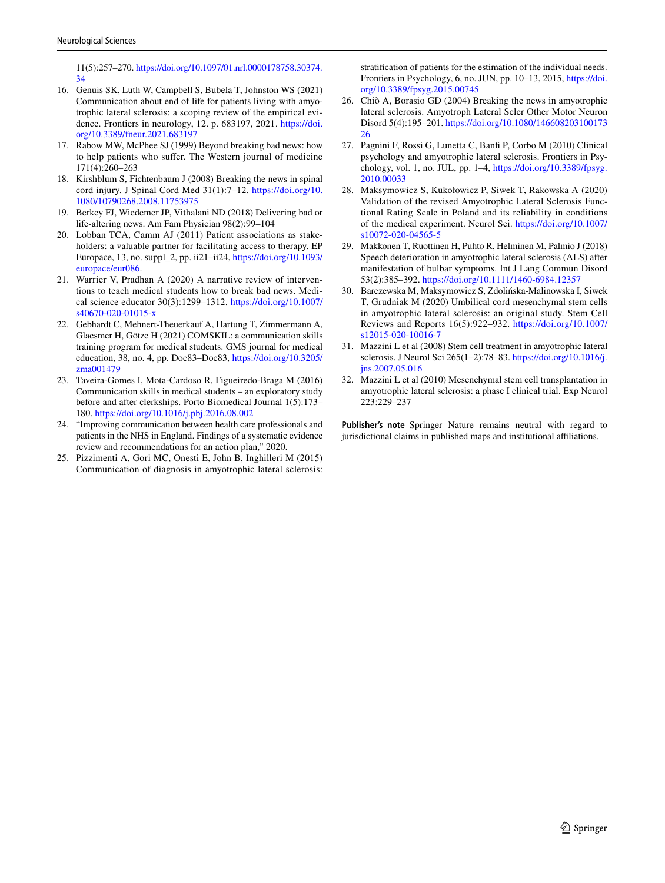11(5):257–270. https://doi.org/10.1097/01.nrl.0000178758.30374.34

16. Genuis SK, Luth W, Campbell S, Bubela T, Johnston WS (2021) Communication about end of life for patients living with amyotrophic lateral sclerosis: a scoping review of the empirical evidence. Frontiers in neurology, 12. p. 683197, 2021. https://doi.org/10.3389/fneur.2021.683197
17. Rabow MW, McPhee SJ (1999) Beyond breaking bad news: how to help patients who suffer. The Western journal of medicine 171(4):260–263
18. Kirshblum S, Fichtenbaum J (2008) Breaking the news in spinal cord injury. J Spinal Cord Med 31(1):7–12. https://doi.org/10.1080/10790268.2008.11753975
19. Berkey FJ, Wiedemer JP, Vithalani ND (2018) Delivering bad or life-altering news. Am Fam Physician 98(2):99–104
20. Lobban TCA, Camm AJ (2011) Patient associations as stakeholders: a valuable partner for facilitating access to therapy. EP Europace, 13, no. suppl_2, pp. ii21–ii24, https://doi.org/10.1093/europace/eur086.
21. Warrier V, Pradhan A (2020) A narrative review of interventions to teach medical students how to break bad news. Medical science educator 30(3):1299–1312. https://doi.org/10.1007/s40670-020-01015-x
22. Gebhardt C, Mehnert-Theuerkauf A, Hartung T, Zimmermann A, Glaesmer H, Götze H (2021) COMSKIL: a communication skills training program for medical students. GMS journal for medical education, 38, no. 4, pp. Doc83–Doc83, https://doi.org/10.3205/zma001479
23. Taveira-Gomes I, Mota-Cardoso R, Figueiredo-Braga M (2016) Communication skills in medical students – an exploratory study before and after clerkships. Porto Biomedical Journal 1(5):173–180. https://doi.org/10.1016/j.pbj.2016.08.002
24. "Improving communication between health care professionals and patients in the NHS in England. Findings of a systematic evidence review and recommendations for an action plan," 2020.
25. Pizzimenti A, Gori MC, Onesti E, John B, Inghilleri M (2015) Communication of diagnosis in amyotrophic lateral sclerosis: stratification of patients for the estimation of the individual needs. Frontiers in Psychology, 6, no. JUN, pp. 10–13, 2015, https://doi.org/10.3389/fpsyg.2015.00745
26. Chiò A, Borasio GD (2004) Breaking the news in amyotrophic lateral sclerosis. Amyotroph Lateral Scler Other Motor Neuron Disord 5(4):195–201. https://doi.org/10.1080/14660820310017326
27. Pagnini F, Rossi G, Lunetta C, Banfi P, Corbo M (2010) Clinical psychology and amyotrophic lateral sclerosis. Frontiers in Psychology, vol. 1, no. JUL, pp. 1–4, https://doi.org/10.3389/fpsyg.2010.00033
28. Maksymowicz S, Kukołowicz P, Siwek T, Rakowska A (2020) Validation of the revised Amyotrophic Lateral Sclerosis Functional Rating Scale in Poland and its reliability in conditions of the medical experiment. Neurol Sci. https://doi.org/10.1007/s10072-020-04565-5
29. Makkonen T, Ruottinen H, Puhto R, Helminen M, Palmio J (2018) Speech deterioration in amyotrophic lateral sclerosis (ALS) after manifestation of bulbar symptoms. Int J Lang Commun Disord 53(2):385–392. https://doi.org/10.1111/1460-6984.12357
30. Barczewska M, Maksymowicz S, Zdolińska-Malinowska I, Siwek T, Grudniak M (2020) Umbilical cord mesenchymal stem cells in amyotrophic lateral sclerosis: an original study. Stem Cell Reviews and Reports 16(5):922–932. https://doi.org/10.1007/s12015-020-10016-7
31. Mazzini L et al (2008) Stem cell treatment in amyotrophic lateral sclerosis. J Neurol Sci 265(1–2):78–83. https://doi.org/10.1016/j.jns.2007.05.016
32. Mazzini L et al (2010) Mesenchymal stem cell transplantation in amyotrophic lateral sclerosis: a phase I clinical trial. Exp Neurol 223:229–237

**Publisher's note** Springer Nature remains neutral with regard to jurisdictional claims in published maps and institutional affiliations.